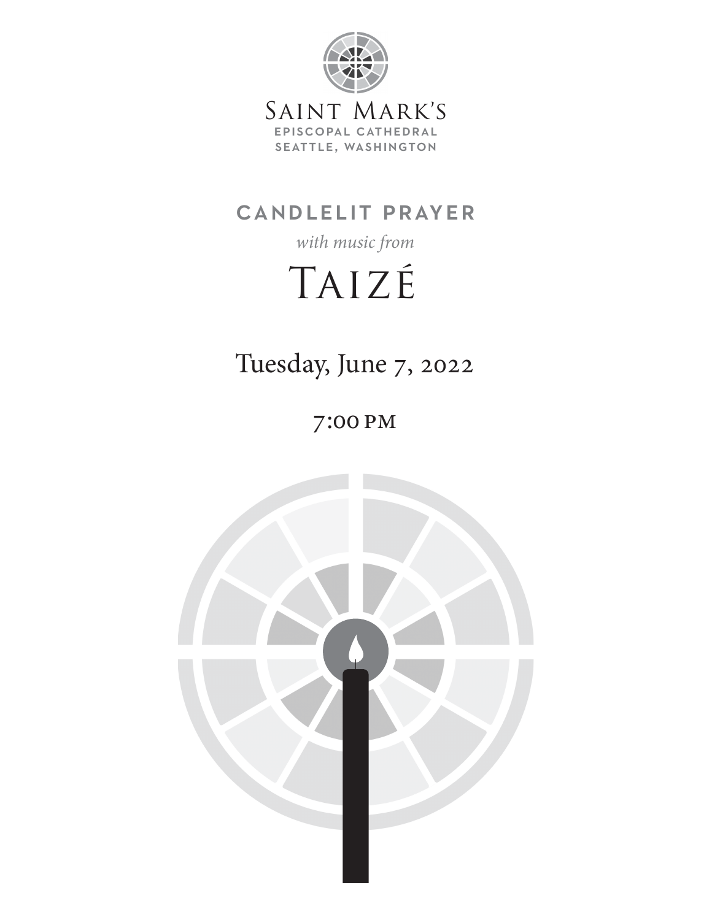Saint Mark's
EPISCOPAL CATHEDRAL
SEATTLE, WASHINGTON

# CANDLELIT PRAYER

*with music from*

# Taizé

Tuesday, June 7, 2022

7:00 PM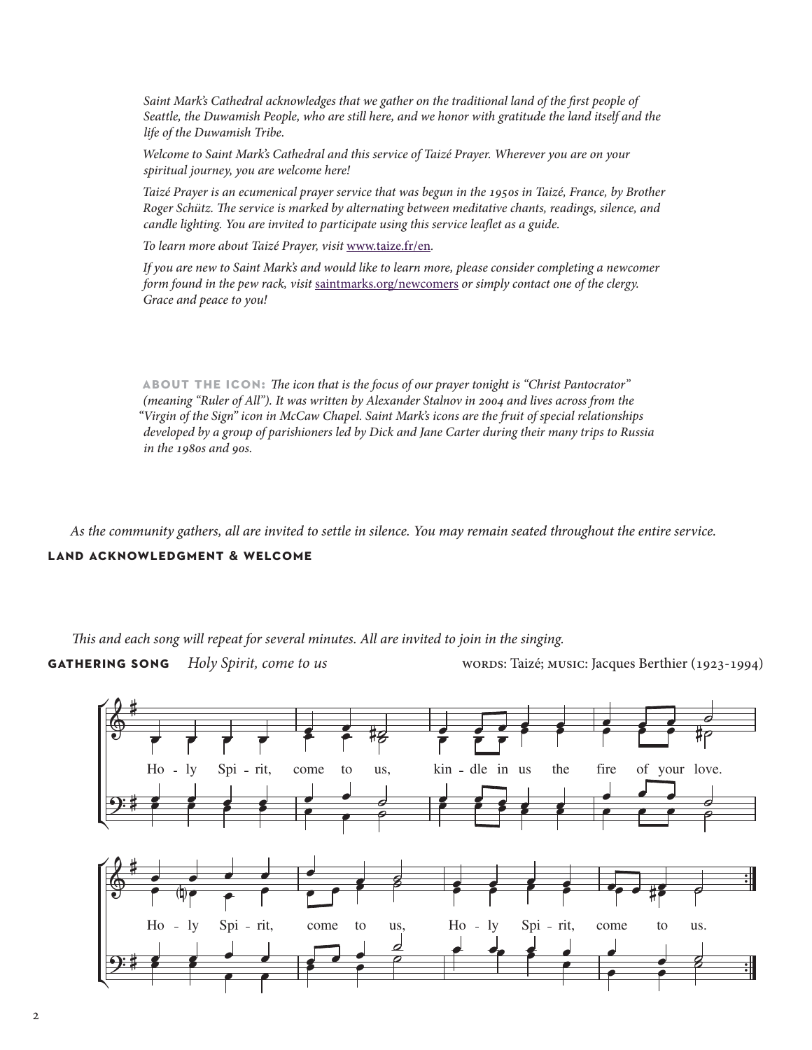*Saint Mark's Cathedral acknowledges that we gather on the traditional land of the first people of Seattle, the Duwamish People, who are still here, and we honor with gratitude the land itself and the life of the Duwamish Tribe.*

*Welcome to Saint Mark's Cathedral and this service of Taizé Prayer. Wherever you are on your spiritual journey, you are welcome here!*

*Taizé Prayer is an ecumenical prayer service that was begun in the 1950s in Taizé, France, by Brother Roger Schütz. The service is marked by alternating between meditative chants, readings, silence, and candle lighting. You are invited to participate using this service leaflet as a guide.*

*To learn more about Taizé Prayer, visit* www.taize.fr/en.

*If you are new to Saint Mark's and would like to learn more, please consider completing a newcomer form found in the pew rack, visit* saintmarks.org/newcomers *or simply contact one of the clergy. Grace and peace to you!*

**ABOUT THE ICON:** *The icon that is the focus of our prayer tonight is "Christ Pantocrator" (meaning "Ruler of All"). It was written by Alexander Stalnov in 2004 and lives across from the "Virgin of the Sign" icon in McCaw Chapel. Saint Mark's icons are the fruit of special relationships developed by a group of parishioners led by Dick and Jane Carter during their many trips to Russia in the 1980s and 90s.*

*As the community gathers, all are invited to settle in silence. You may remain seated throughout the entire service.*

## LAND ACKNOWLEDGMENT & WELCOME

*This and each song will repeat for several minutes. All are invited to join in the singing.*

## GATHERING SONG *Holy Spirit, come to us*

WORDS: Taizé; MUSIC: Jacques Berthier (1923-1994)

Ho - ly Spi - rit, come to us, kin - dle in us the fire of your love.

Ho - ly Spi - rit, come to us, Ho - ly Spi - rit, come to us.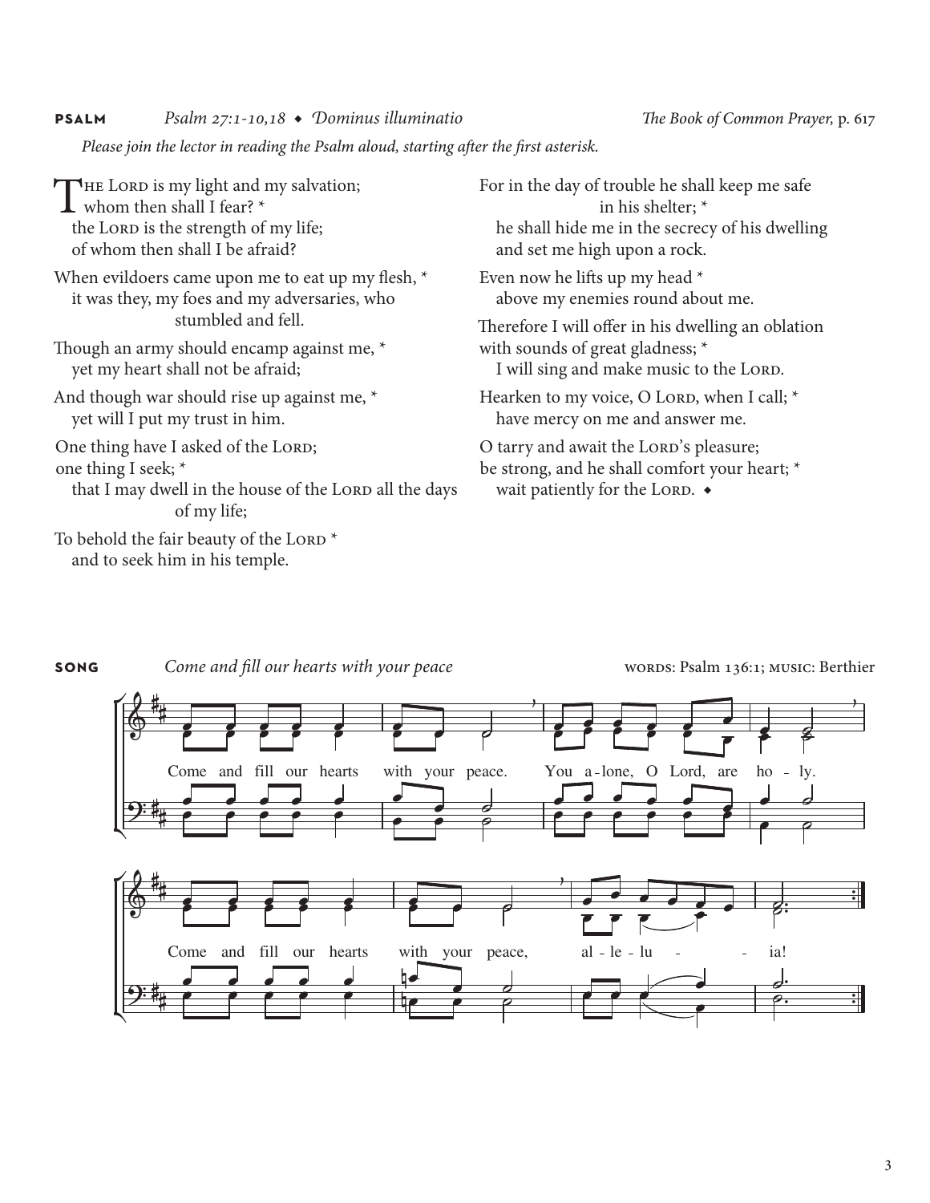**PSALM** *Psalm 27:1-10,18 ◆ Dominus illuminatio* *The Book of Common Prayer,* p. 617

*Please join the lector in reading the Psalm aloud, starting after the first asterisk.*

The Lord is my light and my salvation;
whom then shall I fear? *
the Lord is the strength of my life;
of whom then shall I be afraid?

When evildoers came upon me to eat up my flesh, *
it was they, my foes and my adversaries, who stumbled and fell.

Though an army should encamp against me, *
yet my heart shall not be afraid;

And though war should rise up against me, *
yet will I put my trust in him.

One thing have I asked of the Lord;
one thing I seek; *
that I may dwell in the house of the Lord all the days of my life;

To behold the fair beauty of the Lord *
and to seek him in his temple.

For in the day of trouble he shall keep me safe in his shelter; *
he shall hide me in the secrecy of his dwelling
and set me high upon a rock.

Even now he lifts up my head *
above my enemies round about me.

Therefore I will offer in his dwelling an oblation
with sounds of great gladness; *
I will sing and make music to the Lord.

Hearken to my voice, O Lord, when I call; *
have mercy on me and answer me.

O tarry and await the Lord's pleasure;
be strong, and he shall comfort your heart; *
wait patiently for the Lord. ◆

**SONG** *Come and fill our hearts with your peace* WORDS: Psalm 136:1; MUSIC: Berthier

Come and fill our hearts with your peace. You alone, O Lord, are holy.
Come and fill our hearts with your peace, alleluia!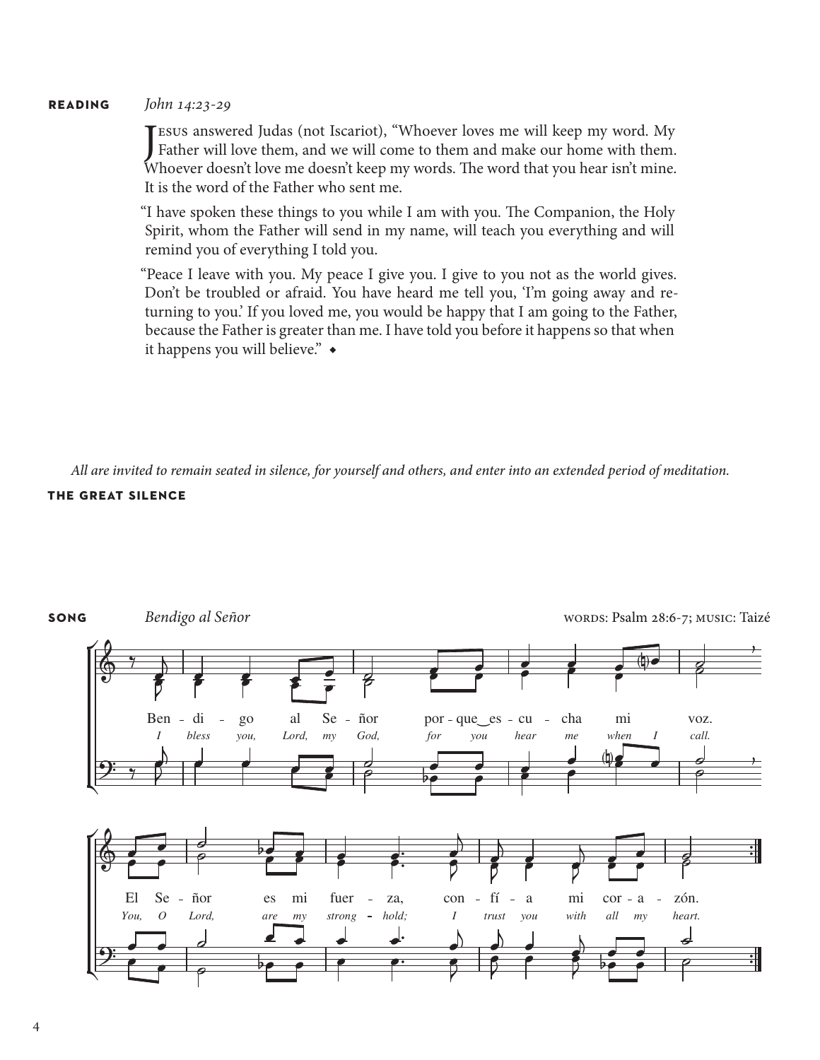**READING** *John 14:23-29*

Jesus answered Judas (not Iscariot), "Whoever loves me will keep my word. My Father will love them, and we will come to them and make our home with them. Whoever doesn't love me doesn't keep my words. The word that you hear isn't mine. It is the word of the Father who sent me.

"I have spoken these things to you while I am with you. The Companion, the Holy Spirit, whom the Father will send in my name, will teach you everything and will remind you of everything I told you.

"Peace I leave with you. My peace I give you. I give to you not as the world gives. Don't be troubled or afraid. You have heard me tell you, 'I'm going away and returning to you.' If you loved me, you would be happy that I am going to the Father, because the Father is greater than me. I have told you before it happens so that when it happens you will believe." ◆

*All are invited to remain seated in silence, for yourself and others, and enter into an extended period of meditation.*

**THE GREAT SILENCE**

**SONG** *Bendigo al Señor* WORDS: Psalm 28:6-7; MUSIC: Taizé

Ben - di - go al Se - ñor por - que‿es - cu - cha mi voz.
*I bless you, Lord, my God, for you hear me when I call.*

El Se - ñor es mi fuer - za, con - fí - a mi cor - a - zón.
*You, O Lord, are my strong - hold; I trust you with all my heart.*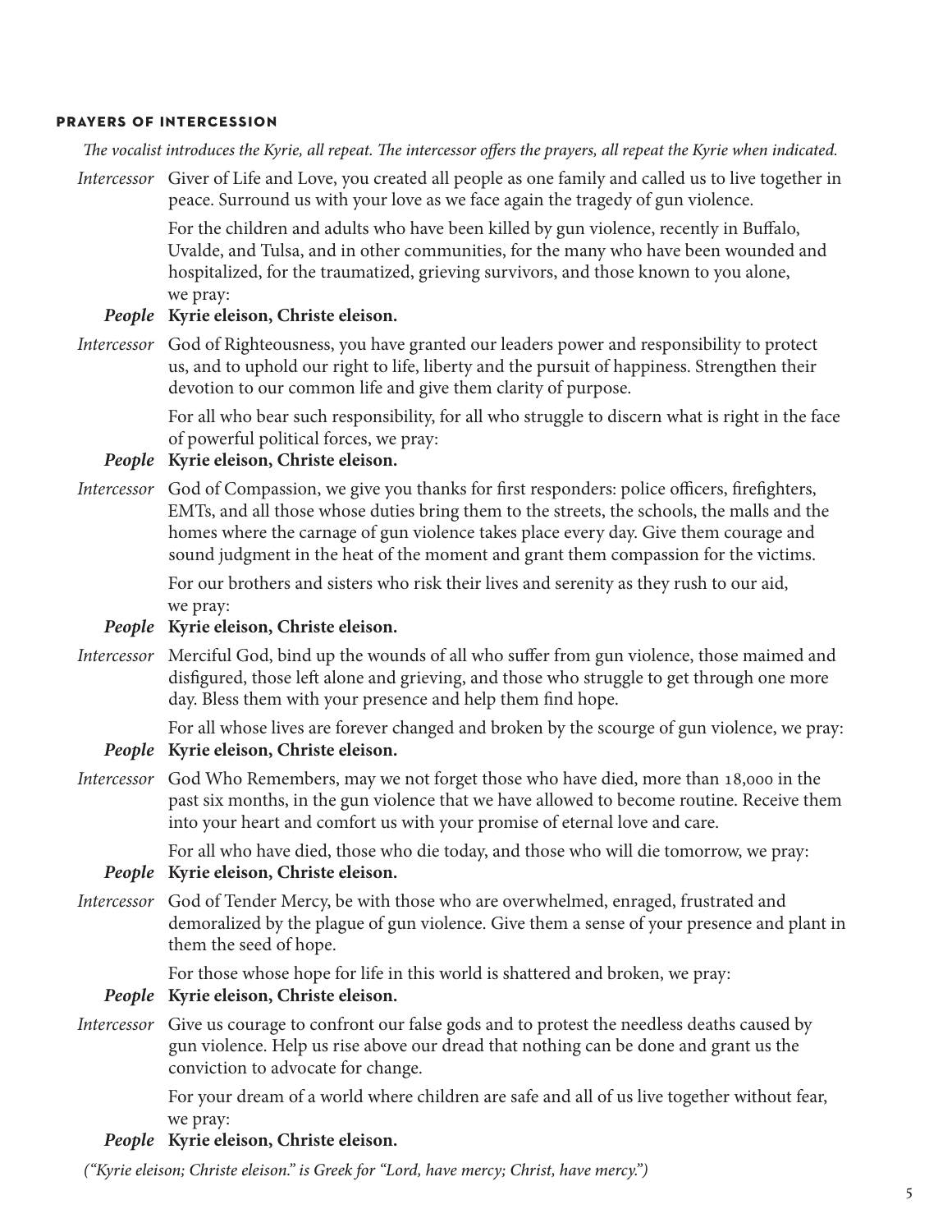## PRAYERS OF INTERCESSION

*The vocalist introduces the Kyrie, all repeat. The intercessor offers the prayers, all repeat the Kyrie when indicated.*

*Intercessor* Giver of Life and Love, you created all people as one family and called us to live together in peace. Surround us with your love as we face again the tragedy of gun violence.

For the children and adults who have been killed by gun violence, recently in Buffalo, Uvalde, and Tulsa, and in other communities, for the many who have been wounded and hospitalized, for the traumatized, grieving survivors, and those known to you alone, we pray:

***People*** **Kyrie eleison, Christe eleison.**

*Intercessor* God of Righteousness, you have granted our leaders power and responsibility to protect us, and to uphold our right to life, liberty and the pursuit of happiness. Strengthen their devotion to our common life and give them clarity of purpose.

For all who bear such responsibility, for all who struggle to discern what is right in the face of powerful political forces, we pray:

***People*** **Kyrie eleison, Christe eleison.**

*Intercessor* God of Compassion, we give you thanks for first responders: police officers, firefighters, EMTs, and all those whose duties bring them to the streets, the schools, the malls and the homes where the carnage of gun violence takes place every day. Give them courage and sound judgment in the heat of the moment and grant them compassion for the victims.

For our brothers and sisters who risk their lives and serenity as they rush to our aid, we pray:

***People*** **Kyrie eleison, Christe eleison.**

*Intercessor* Merciful God, bind up the wounds of all who suffer from gun violence, those maimed and disfigured, those left alone and grieving, and those who struggle to get through one more day. Bless them with your presence and help them find hope.

For all whose lives are forever changed and broken by the scourge of gun violence, we pray:

***People*** **Kyrie eleison, Christe eleison.**

*Intercessor* God Who Remembers, may we not forget those who have died, more than 18,000 in the past six months, in the gun violence that we have allowed to become routine. Receive them into your heart and comfort us with your promise of eternal love and care.

For all who have died, those who die today, and those who will die tomorrow, we pray:

***People*** **Kyrie eleison, Christe eleison.**

*Intercessor* God of Tender Mercy, be with those who are overwhelmed, enraged, frustrated and demoralized by the plague of gun violence. Give them a sense of your presence and plant in them the seed of hope.

For those whose hope for life in this world is shattered and broken, we pray:

***People*** **Kyrie eleison, Christe eleison.**

*Intercessor* Give us courage to confront our false gods and to protest the needless deaths caused by gun violence. Help us rise above our dread that nothing can be done and grant us the conviction to advocate for change.

For your dream of a world where children are safe and all of us live together without fear, we pray:

***People*** **Kyrie eleison, Christe eleison.**

*("Kyrie eleison; Christe eleison." is Greek for "Lord, have mercy; Christ, have mercy.")*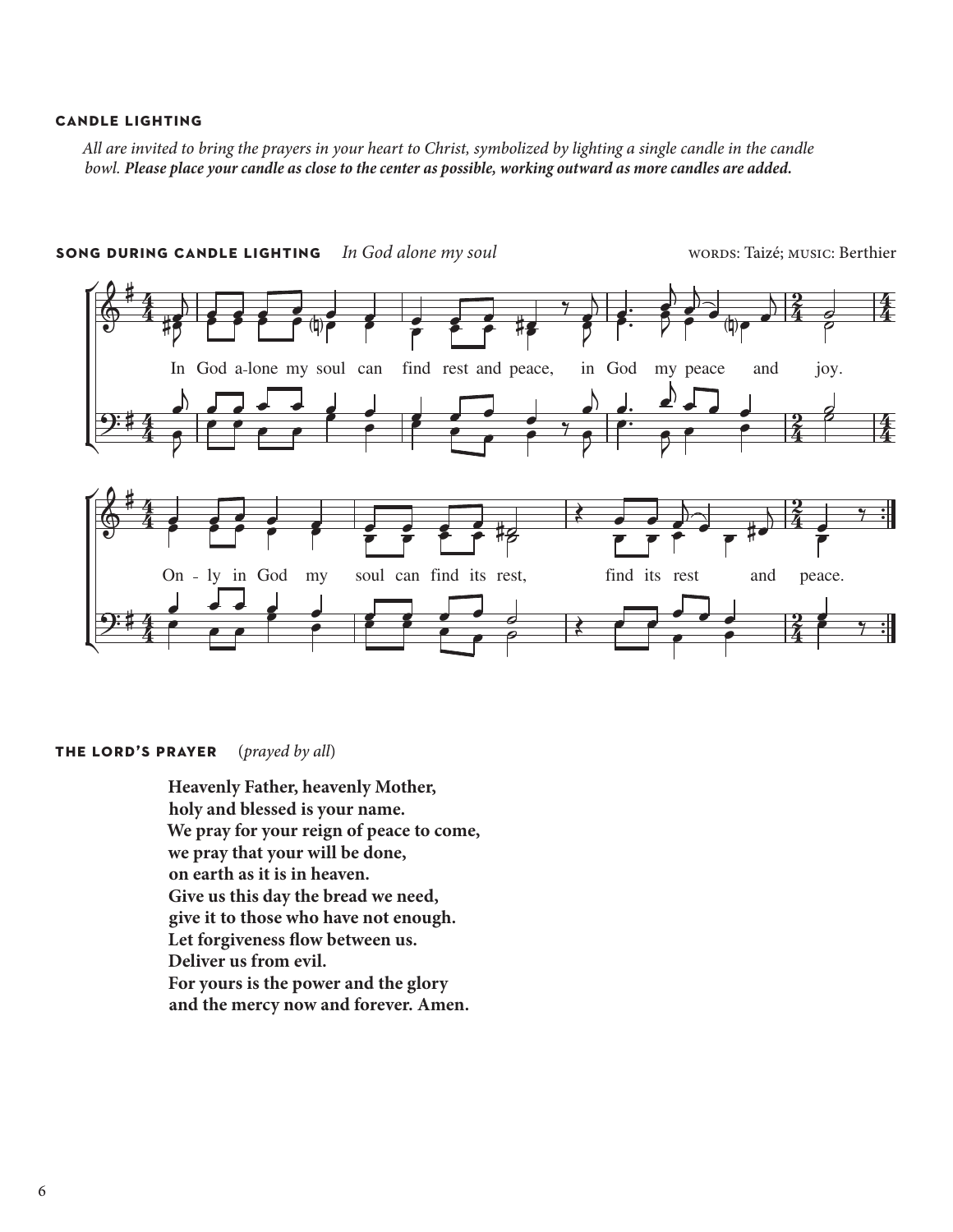### CANDLE LIGHTING

*All are invited to bring the prayers in your heart to Christ, symbolized by lighting a single candle in the candle bowl.* ***Please place your candle as close to the center as possible, working outward as more candles are added.***

### SONG DURING CANDLE LIGHTING *In God alone my soul*

WORDS: Taizé; MUSIC: Berthier

In God a-lone my soul can find rest and peace, in God my peace and joy.

On - ly in God my soul can find its rest, find its rest and peace.

### THE LORD'S PRAYER (*prayed by all*)

**Heavenly Father, heavenly Mother,**
**holy and blessed is your name.**
**We pray for your reign of peace to come,**
**we pray that your will be done,**
**on earth as it is in heaven.**
**Give us this day the bread we need,**
**give it to those who have not enough.**
**Let forgiveness flow between us.**
**Deliver us from evil.**
**For yours is the power and the glory**
**and the mercy now and forever. Amen.**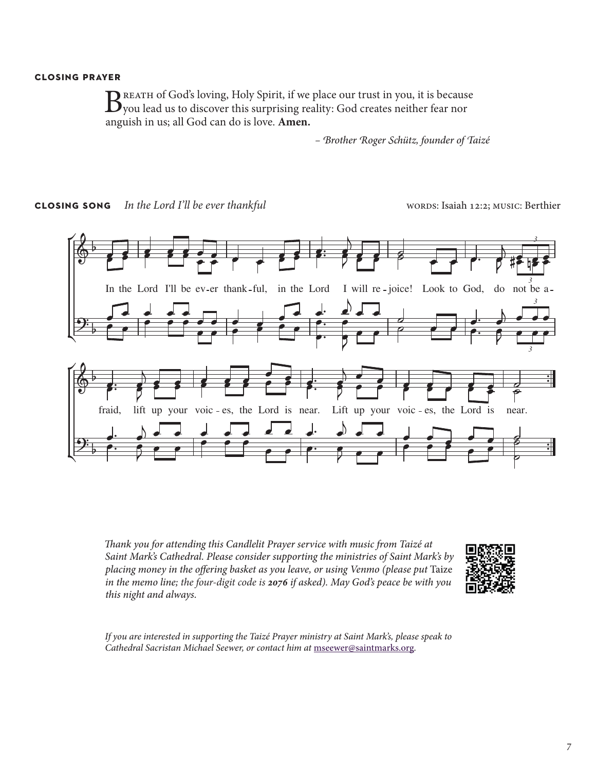## CLOSING PRAYER

Breath of God's loving, Holy Spirit, if we place our trust in you, it is because you lead us to discover this surprising reality: God creates neither fear nor anguish in us; all God can do is love. **Amen.**

*– Brother Roger Schütz, founder of Taizé*

## CLOSING SONG *In the Lord I'll be ever thankful*

WORDS: Isaiah 12:2; MUSIC: Berthier

In the Lord I'll be ev-er thank-ful, in the Lord I will re-joice! Look to God, do not be a-fraid, lift up your voic-es, the Lord is near. Lift up your voic-es, the Lord is near.

*Thank you for attending this Candlelit Prayer service with music from Taizé at Saint Mark's Cathedral. Please consider supporting the ministries of Saint Mark's by placing money in the offering basket as you leave, or using Venmo (please put* Taize *in the memo line; the four-digit code is **2076** if asked). May God's peace be with you this night and always.*

*If you are interested in supporting the Taizé Prayer ministry at Saint Mark's, please speak to Cathedral Sacristan Michael Seewer, or contact him at* mseewer@saintmarks.org.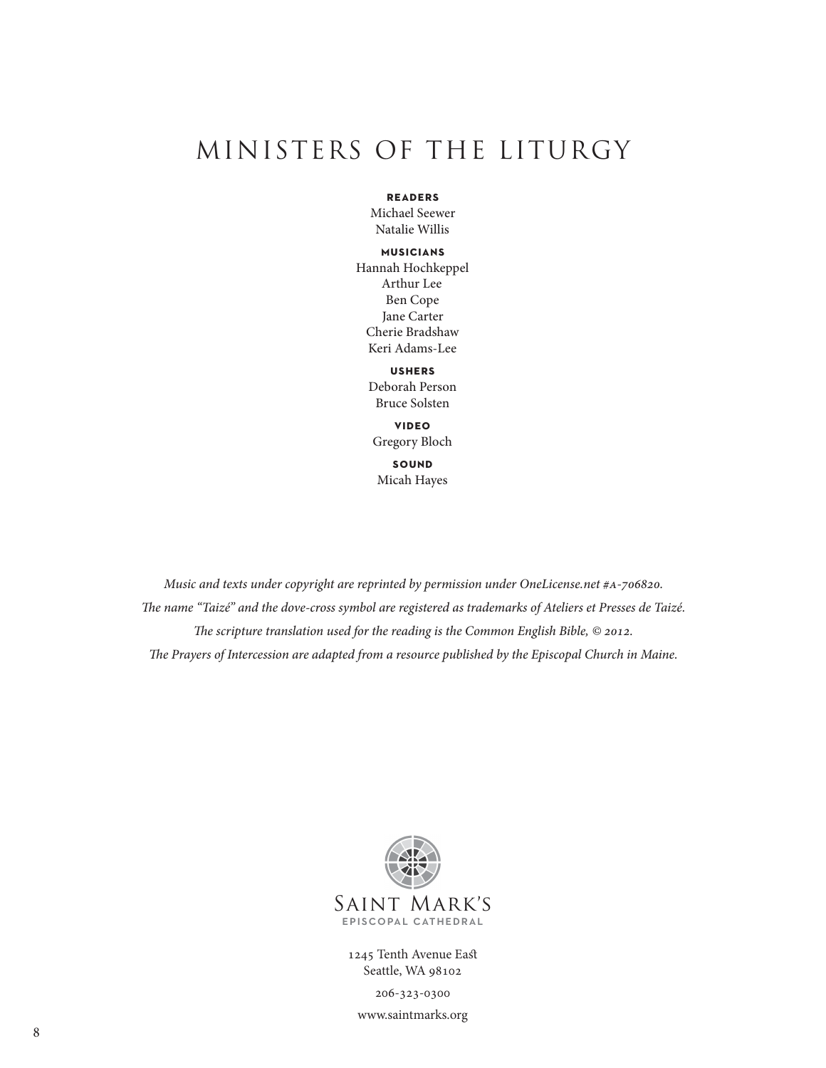# MINISTERS OF THE LITURGY

**READERS**
Michael Seewer
Natalie Willis

**MUSICIANS**
Hannah Hochkeppel
Arthur Lee
Ben Cope
Jane Carter
Cherie Bradshaw
Keri Adams-Lee

**USHERS**
Deborah Person
Bruce Solsten

**VIDEO**
Gregory Bloch

**SOUND**
Micah Hayes

*Music and texts under copyright are reprinted by permission under OneLicense.net #A-706820.*
*The name "Taizé" and the dove-cross symbol are registered as trademarks of Ateliers et Presses de Taizé.*
*The scripture translation used for the reading is the Common English Bible, © 2012.*
*The Prayers of Intercession are adapted from a resource published by the Episcopal Church in Maine.*

SAINT MARK'S
EPISCOPAL CATHEDRAL

1245 Tenth Avenue East
Seattle, WA 98102

206-323-0300

www.saintmarks.org